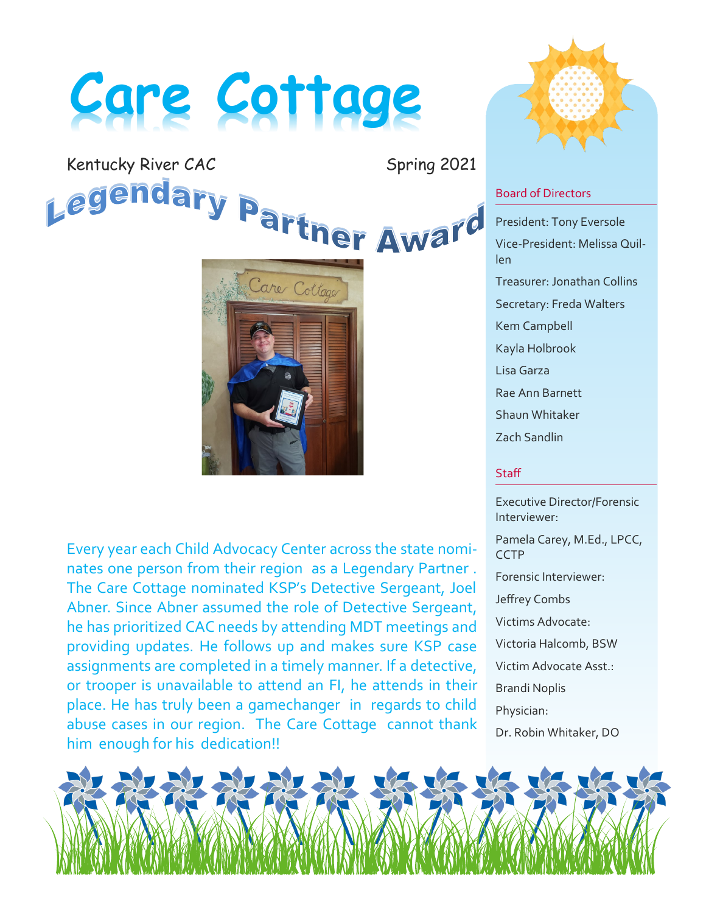# Care Cottage

Kentucky River CAC Spring 2021

## Legendary Partner Award

Every year each Child Advocacy Center across the state nominates one person from their region as a Legendary Partner . The Care Cottage nominated KSP's Detective Sergeant, Joel Abner. Since Abner assumed the role of Detective Sergeant, he has prioritized CAC needs by attending MDT meetings and providing updates. He follows up and makes sure KSP case assignments are completed in a timely manner. If a detective, or trooper is unavailable to attend an FI, he attends in their place. He has truly been a gamechanger in regards to child abuse cases in our region. The Care Cottage cannot thank him enough for his dedication!!

### Board of Directors

President: Tony Eversole

Vice-President: Melissa Quillen

Treasurer: Jonathan Collins

Secretary: Freda Walters

Kem Campbell

Kayla Holbrook

Lisa Garza

Rae Ann Barnett

Shaun Whitaker

Zach Sandlin

### Staff

Executive Director/Forensic Interviewer:

Pamela Carey, M.Ed., LPCC, CCTP

Forensic Interviewer:

Jeffrey Combs

Victims Advocate:

Victoria Halcomb, BSW

Victim Advocate Asst.:

Brandi Noplis

Physician:

Dr. Robin Whitaker, DO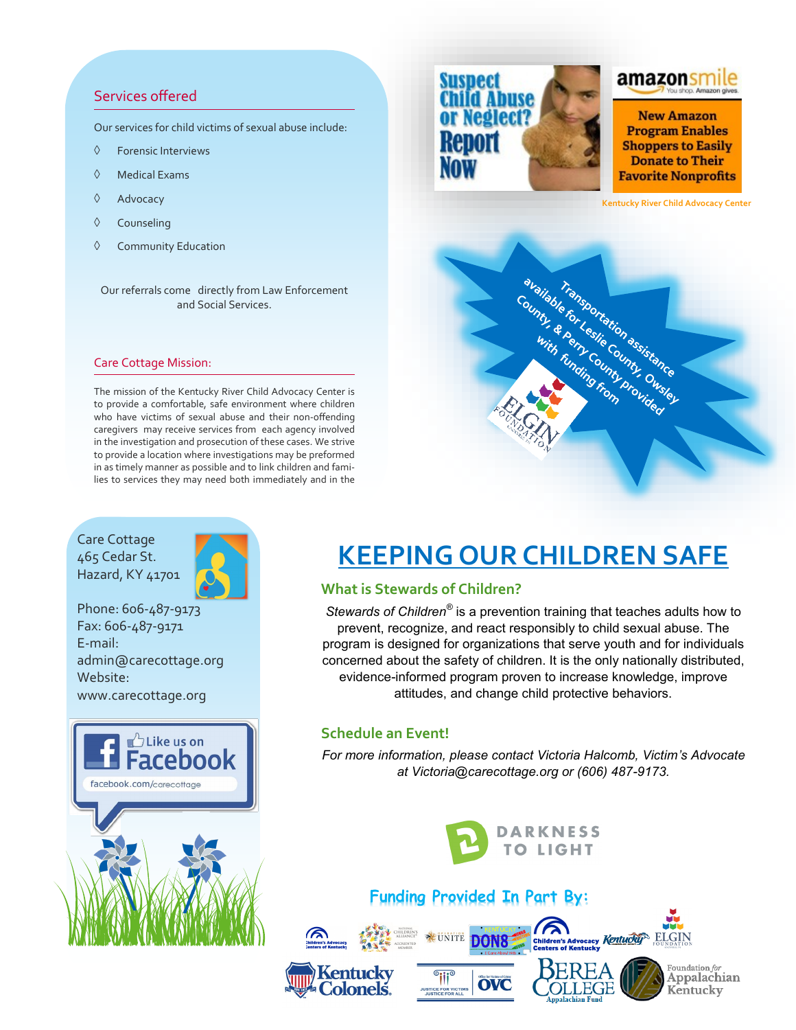## Services offered

Our services for child victims of sexual abuse include:

- Forensic Interviews
- Medical Exams
- Advocacy
- Counseling
- Community Education

Our referrals come directly from Law Enforcement and Social Services.

## Care Cottage Mission:

The mission of the Kentucky River Child Advocacy Center is to provide a comfortable, safe environment where children who have victims of sexual abuse and their non-offending caregivers may receive services from each agency involved in the investigation and prosecution of these cases. We strive to provide a location where investigations may be preformed in as timely manner as possible and to link children and families to services they may need both immediately and in the

Suspect Child Abuse or Neglect? Report Now

amazonsmile You shop. Amazon gives.

New Amazon Program Enables Shoppers to Easily Donate to Their Favorite Nonprofits

Kentucky River Child Advocacy Center

Transportation assistance available for Leslie County, Owsley County, & Perry County provided with funding from ELGIN FOUNDATION

Care Cottage
465 Cedar St.
Hazard, KY 41701

Phone: 606-487-9173
Fax: 606-487-9171
E-mail: admin@carecottage.org
Website: www.carecottage.org

Like us on Facebook
facebook.com/carecottage

# KEEPING OUR CHILDREN SAFE

### What is Stewards of Children?

*Stewards of Children*® is a prevention training that teaches adults how to prevent, recognize, and react responsibly to child sexual abuse. The program is designed for organizations that serve youth and for individuals concerned about the safety of children. It is the only nationally distributed, evidence-informed program proven to increase knowledge, improve attitudes, and change child protective behaviors.

### Schedule an Event!

*For more information, please contact Victoria Halcomb, Victim's Advocate at Victoria@carecottage.org or (606) 487-9173.*

DARKNESS TO LIGHT

## Funding Provided In Part By:

Children's Advocacy Centers of Kentucky · National Children's Alliance Accredited Member · UNITE · DON8 · Children's Advocacy Centers of Kentucky · Kentucky · ELGIN FOUNDATION · Kentucky Colonels · Justice for Victims Justice for All OVC · Berea College Appalachian Fund · Foundation for Appalachian Kentucky